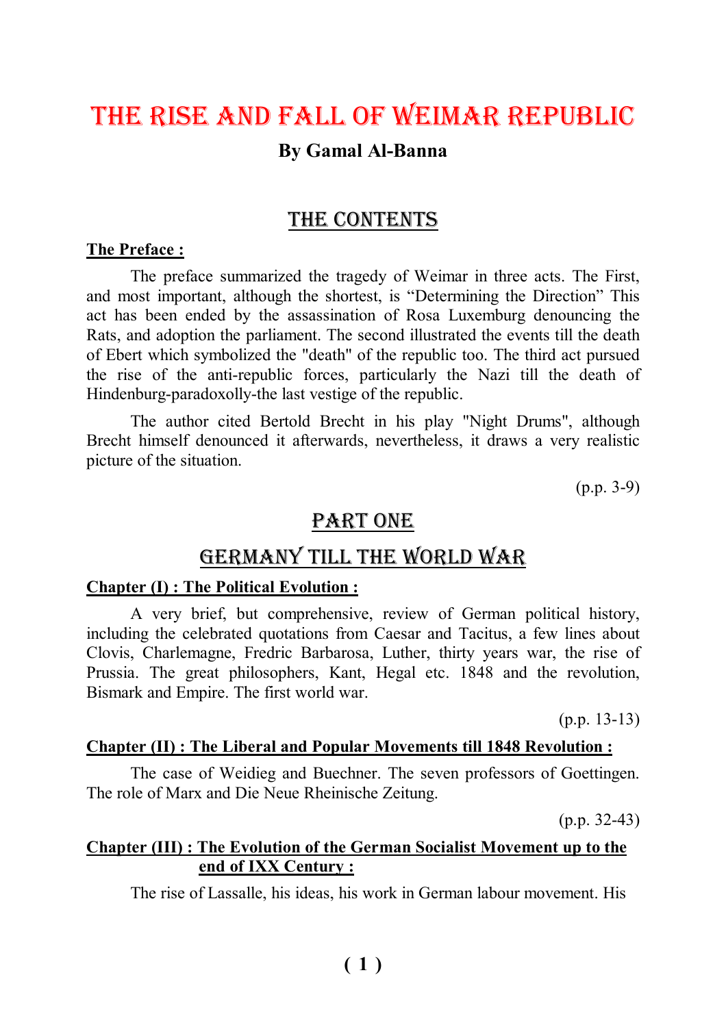# THE RISE AND FALL OF WEIMAR REPUBLIC

**By Gamal Al-Banna**

## THE CONTENTS

**The Preface :**

The preface summarized the tragedy of Weimar in three acts. The First, and most important, although the shortest, is “Determining the Direction” This act has been ended by the assassination of Rosa Luxemburg denouncing the Rats, and adoption the parliament. The second illustrated the events till the death of Ebert which symbolized the "death" of the republic too. The third act pursued the rise of the anti-republic forces, particularly the Nazi till the death of Hindenburg-paradoxolly-the last vestige of the republic.

The author cited Bertold Brecht in his play "Night Drums", although Brecht himself denounced it afterwards, nevertheless, it draws a very realistic picture of the situation.

(p.p. 3-9)

## PART ONE

## GERMANY TILL THE WORLD WAR

**Chapter (I) : The Political Evolution :**

A very brief, but comprehensive, review of German political history, including the celebrated quotations from Caesar and Tacitus, a few lines about Clovis, Charlemagne, Fredric Barbarosa, Luther, thirty years war, the rise of Prussia. The great philosophers, Kant, Hegal etc. 1848 and the revolution, Bismark and Empire. The first world war.

(p.p. 13-13)

**Chapter (II) : The Liberal and Popular Movements till 1848 Revolution :**

The case of Weidieg and Buechner. The seven professors of Goettingen. The role of Marx and Die Neue Rheinische Zeitung.

(p.p. 32-43)

**Chapter (III) : The Evolution of the German Socialist Movement up to the end of IXX Century :**

The rise of Lassalle, his ideas, his work in German labour movement. His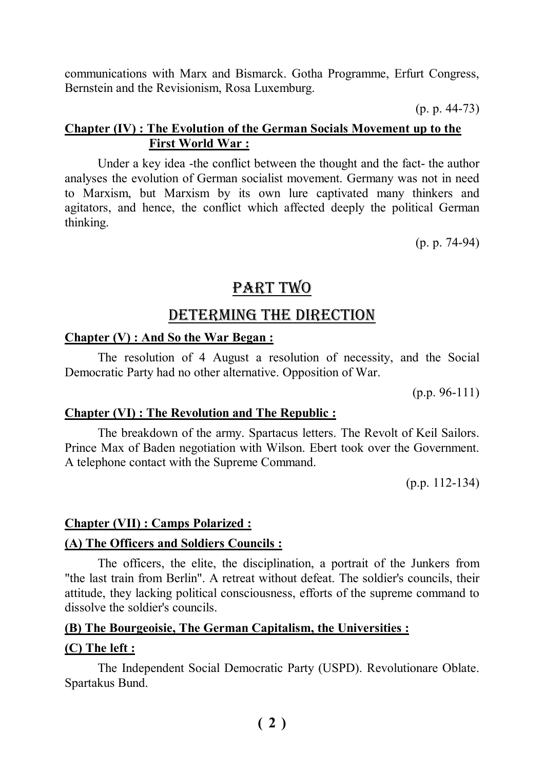communications with Marx and Bismarck. Gotha Programme, Erfurt Congress, Bernstein and the Revisionism, Rosa Luxemburg.

(p. p. 44-73)

**Chapter (IV) : The Evolution of the German Socials Movement up to the First World War :**

Under a key idea -the conflict between the thought and the fact- the author analyses the evolution of German socialist movement. Germany was not in need to Marxism, but Marxism by its own lure captivated many thinkers and agitators, and hence, the conflict which affected deeply the political German thinking.

(p. p. 74-94)

# PART TWO

## DETERMING THE DIRECTION

**Chapter (V) : And So the War Began :**

The resolution of 4 August a resolution of necessity, and the Social Democratic Party had no other alternative. Opposition of War.

(p.p. 96-111)

**Chapter (VI) : The Revolution and The Republic :**

The breakdown of the army. Spartacus letters. The Revolt of Keil Sailors. Prince Max of Baden negotiation with Wilson. Ebert took over the Government. A telephone contact with the Supreme Command.

(p.p. 112-134)

**Chapter (VII) : Camps Polarized :**

**(A) The Officers and Soldiers Councils :**

The officers, the elite, the disciplination, a portrait of the Junkers from "the last train from Berlin". A retreat without defeat. The soldier's councils, their attitude, they lacking political consciousness, efforts of the supreme command to dissolve the soldier's councils.

**(B) The Bourgeoisie, The German Capitalism, the Universities :**

**(C) The left :**

The Independent Social Democratic Party (USPD). Revolutionare Oblate. Spartakus Bund.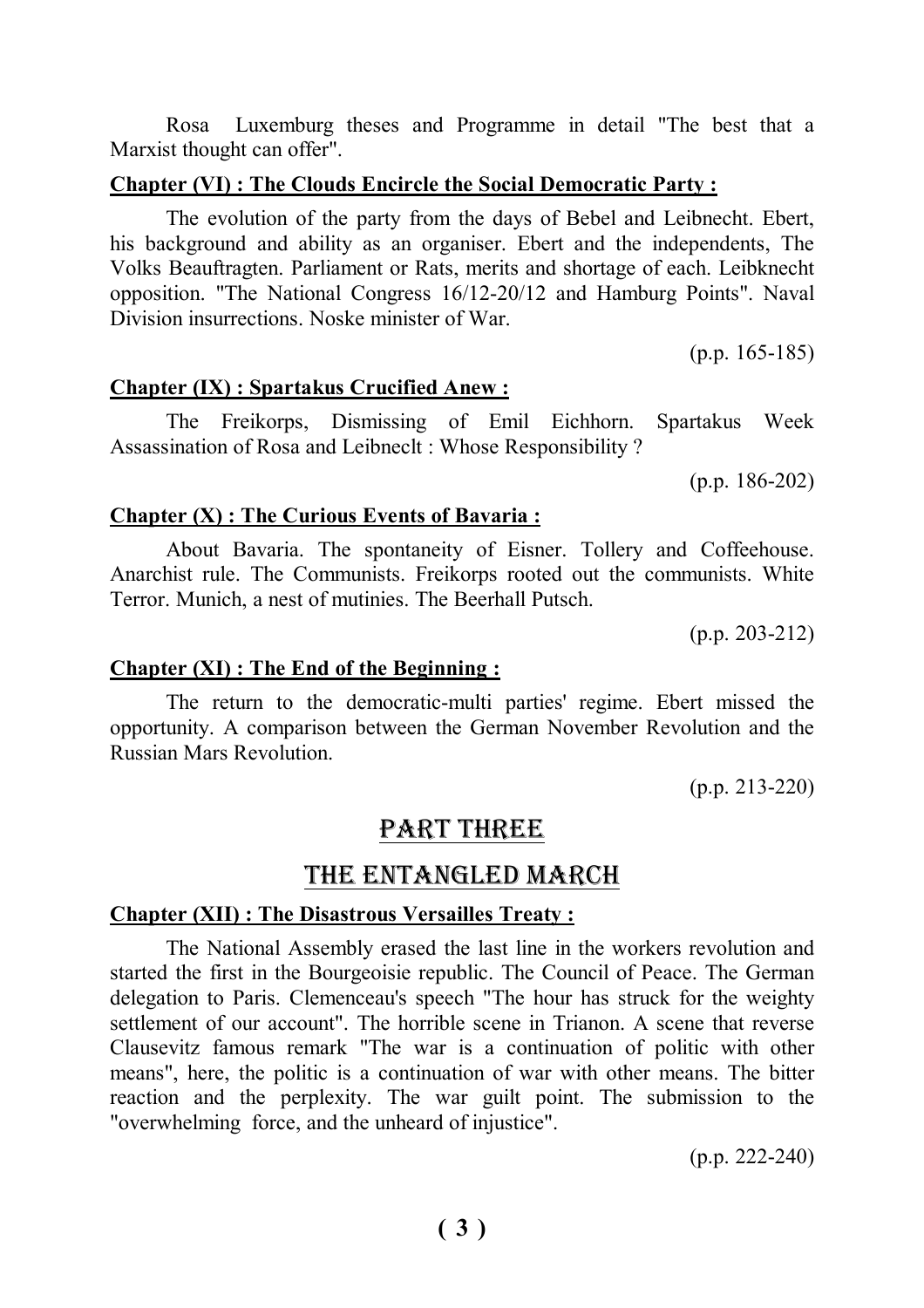Rosa  Luxemburg theses and Programme in detail "The best that a Marxist thought can offer".

**Chapter (VI) : The Clouds Encircle the Social Democratic Party :**

The evolution of the party from the days of Bebel and Leibnecht. Ebert, his background and ability as an organiser. Ebert and the independents, The Volks Beauftragten. Parliament or Rats, merits and shortage of each. Leibknecht opposition. "The National Congress 16/12-20/12 and Hamburg Points". Naval Division insurrections. Noske minister of War.

(p.p. 165-185)

**Chapter (IX) : Spartakus Crucified Anew :**

The Freikorps, Dismissing of Emil Eichhorn. Spartakus Week Assassination of Rosa and Leibneclt : Whose Responsibility ?

(p.p. 186-202)

**Chapter (X) : The Curious Events of Bavaria :**

About Bavaria. The spontaneity of Eisner. Tollery and Coffeehouse. Anarchist rule. The Communists. Freikorps rooted out the communists. White Terror. Munich, a nest of mutinies. The Beerhall Putsch.

(p.p. 203-212)

**Chapter (XI) : The End of the Beginning :**

The return to the democratic-multi parties' regime. Ebert missed the opportunity. A comparison between the German November Revolution and the Russian Mars Revolution.

(p.p. 213-220)

## PART THREE

## THE ENTANGLED MARCH

**Chapter (XII) : The Disastrous Versailles Treaty :**

The National Assembly erased the last line in the workers revolution and started the first in the Bourgeoisie republic. The Council of Peace. The German delegation to Paris. Clemenceau's speech "The hour has struck for the weighty settlement of our account". The horrible scene in Trianon. A scene that reverse Clausevitz famous remark "The war is a continuation of politic with other means", here, the politic is a continuation of war with other means. The bitter reaction and the perplexity. The war guilt point. The submission to the "overwhelming  force, and the unheard of injustice".

(p.p. 222-240)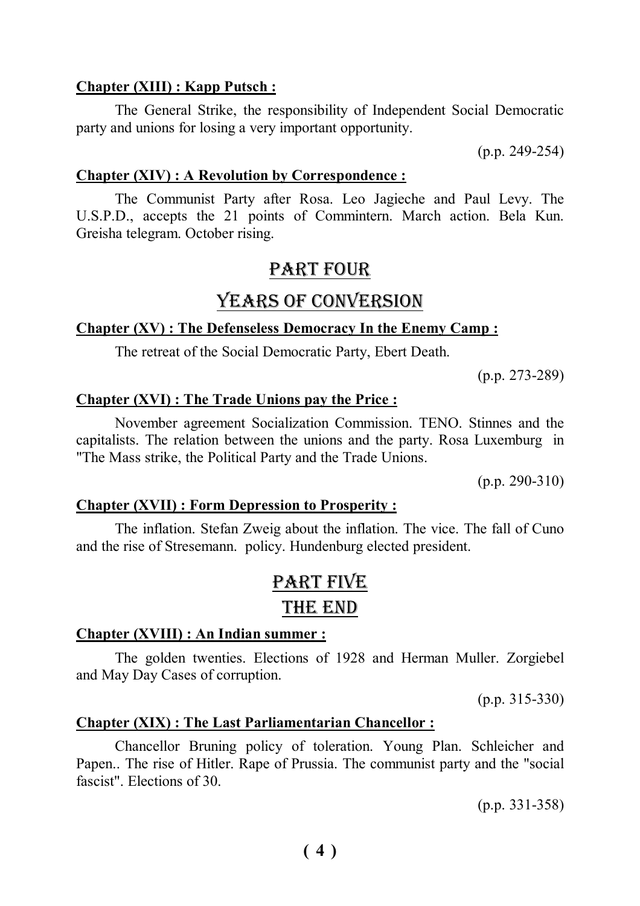**Chapter (XIII) : Kapp Putsch :**

The General Strike, the responsibility of Independent Social Democratic party and unions for losing a very important opportunity.

(p.p. 249-254)

**Chapter (XIV) : A Revolution by Correspondence :**

The Communist Party after Rosa. Leo Jagieche and Paul Levy. The U.S.P.D., accepts the 21 points of Commintern. March action. Bela Kun. Greisha telegram. October rising.

## PART FOUR

## YEARS OF CONVERSION

**Chapter (XV) : The Defenseless Democracy In the Enemy Camp :**

The retreat of the Social Democratic Party, Ebert Death.

(p.p. 273-289)

**Chapter (XVI) : The Trade Unions pay the Price :**

November agreement Socialization Commission. TENO. Stinnes and the capitalists. The relation between the unions and the party. Rosa Luxemburg in "The Mass strike, the Political Party and the Trade Unions.

(p.p. 290-310)

**Chapter (XVII) : Form Depression to Prosperity :**

The inflation. Stefan Zweig about the inflation. The vice. The fall of Cuno and the rise of Stresemann. policy. Hundenburg elected president.

## PART FIVE

## THE END

**Chapter (XVIII) : An Indian summer :**

The golden twenties. Elections of 1928 and Herman Muller. Zorgiebel and May Day Cases of corruption.

(p.p. 315-330)

**Chapter (XIX) : The Last Parliamentarian Chancellor :**

Chancellor Bruning policy of toleration. Young Plan. Schleicher and Papen.. The rise of Hitler. Rape of Prussia. The communist party and the "social fascist". Elections of 30.

(p.p. 331-358)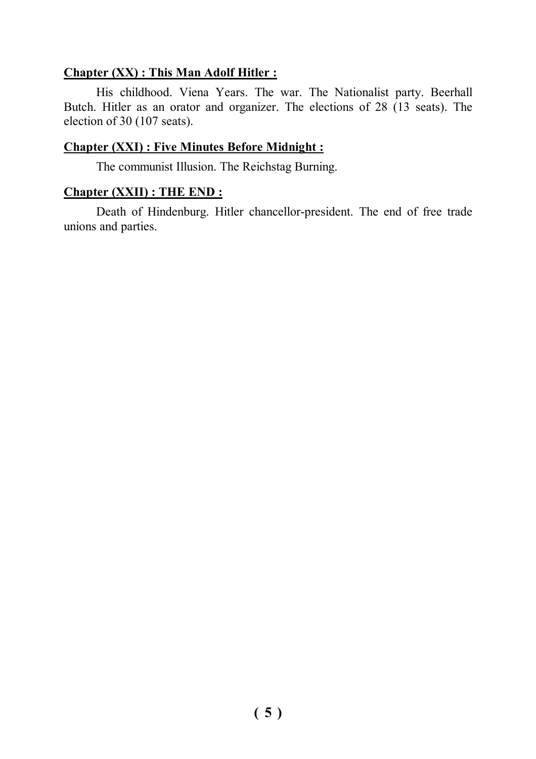**<u>Chapter (XX) : This Man Adolf Hitler :</u>**

His childhood. Viena Years. The war. The Nationalist party. Beerhall Butch. Hitler as an orator and organizer. The elections of 28 (13 seats). The election of 30 (107 seats).

**<u>Chapter (XXI) : Five Minutes Before Midnight :</u>**

The communist Illusion. The Reichstag Burning.

**<u>Chapter (XXII) : THE END :</u>**

Death of Hindenburg. Hitler chancellor-president. The end of free trade unions and parties.